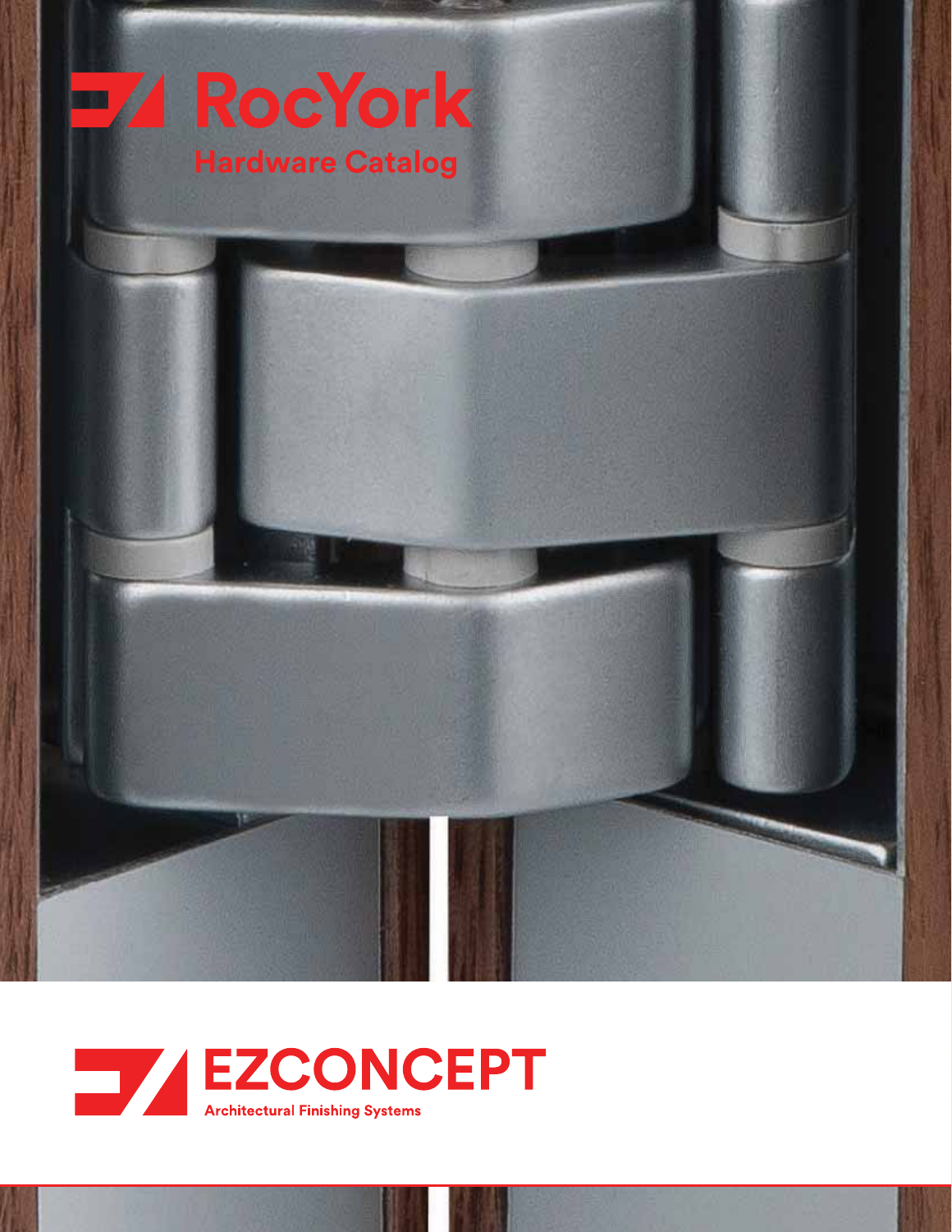# RocYork

## Hardware Catalog

EZCONCEPT

Architectural Finishing Systems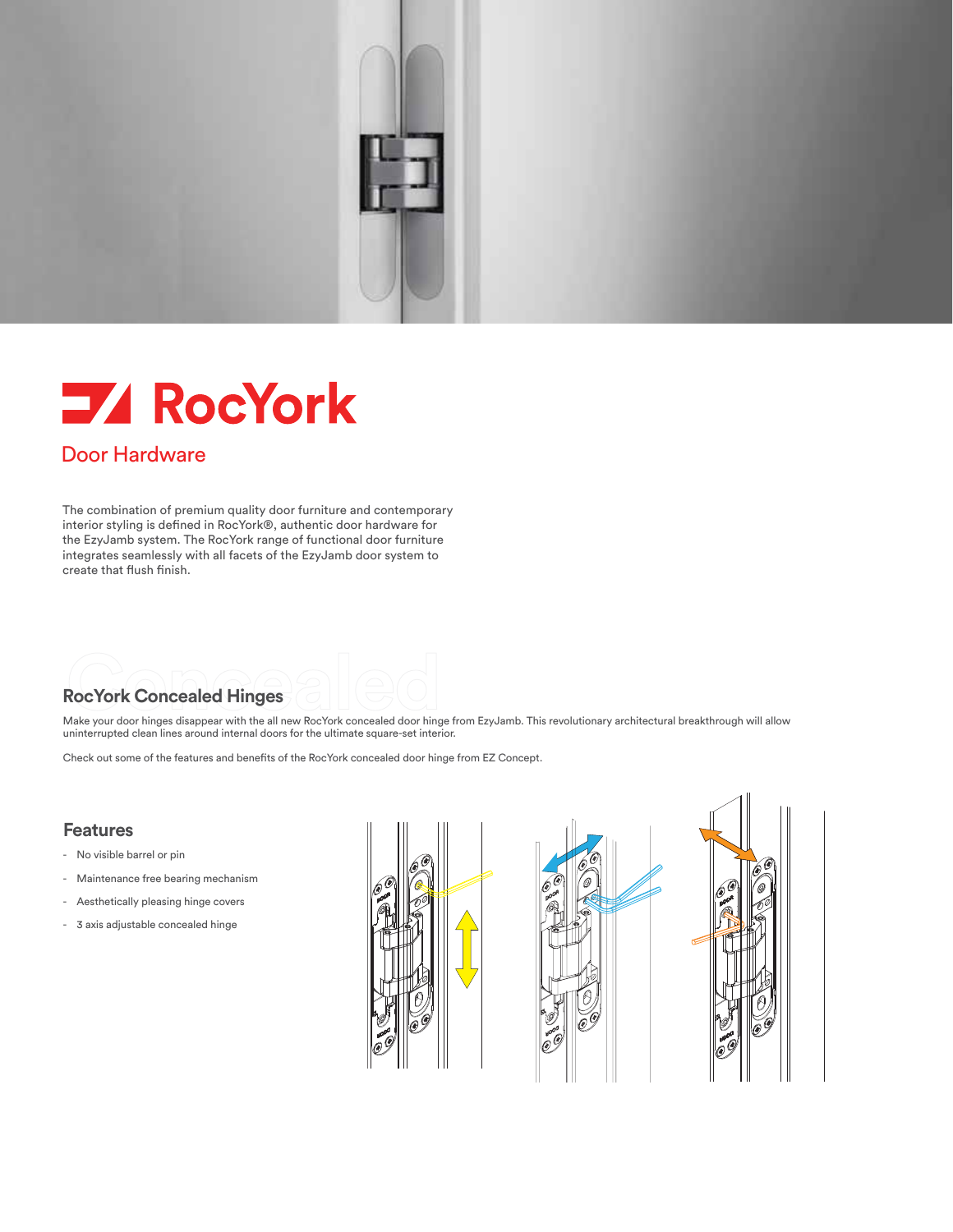# RocYork

## Door Hardware

The combination of premium quality door furniture and contemporary interior styling is defined in RocYork®, authentic door hardware for the EzyJamb system. The RocYork range of functional door furniture integrates seamlessly with all facets of the EzyJamb door system to create that flush finish.

## RocYork Concealed Hinges

Make your door hinges disappear with the all new RocYork concealed door hinge from EzyJamb. This revolutionary architectural breakthrough will allow uninterrupted clean lines around internal doors for the ultimate square-set interior.

Check out some of the features and benefits of the RocYork concealed door hinge from EZ Concept.

### Features

- No visible barrel or pin
- Maintenance free bearing mechanism
- Aesthetically pleasing hinge covers
- 3 axis adjustable concealed hinge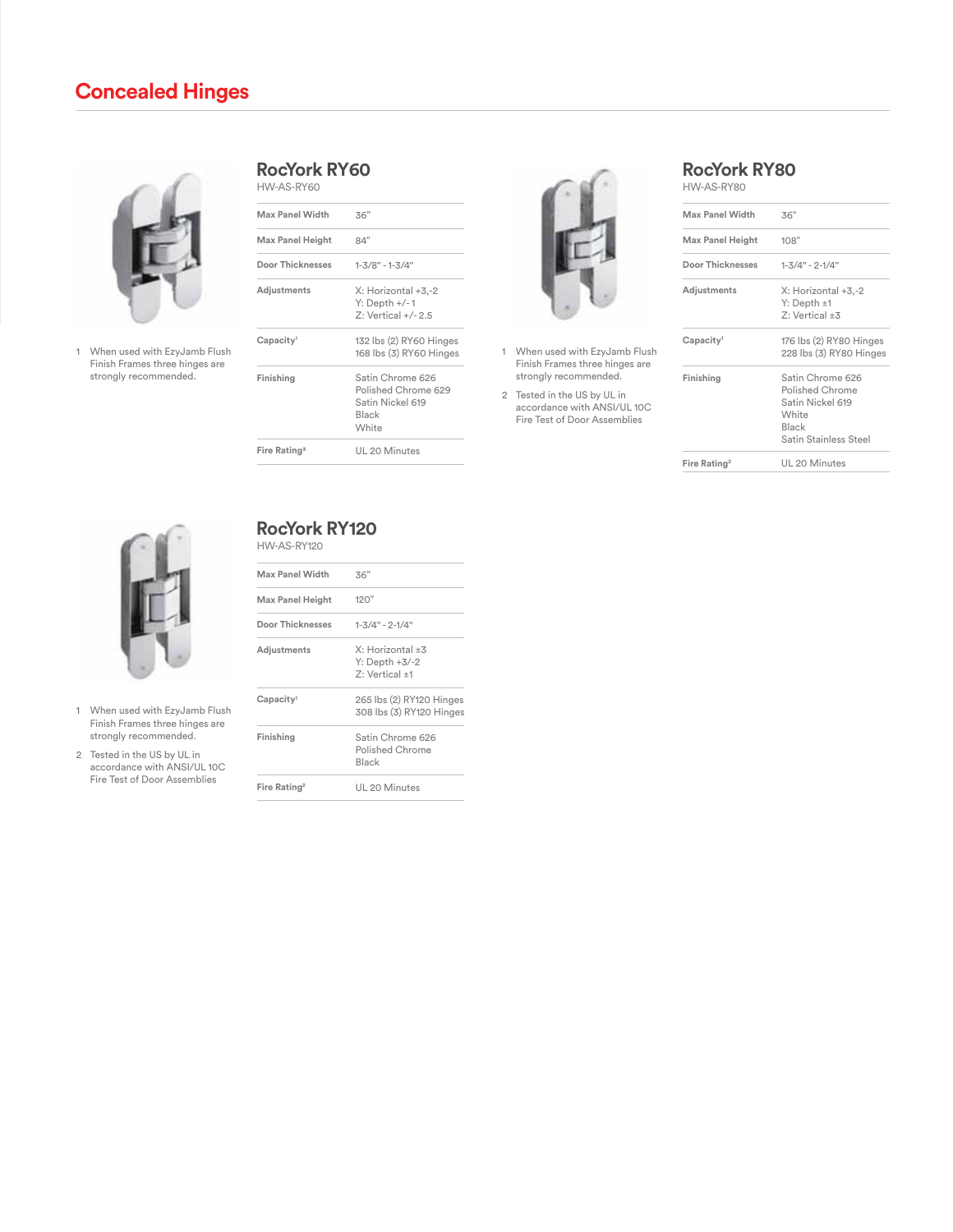# Concealed Hinges

## RocYork RY60

HW-AS-RY60

| | |
|---|---|
| Max Panel Width | 36" |
| Max Panel Height | 84" |
| Door Thicknesses | 1-3/8" - 1-3/4" |
| Adjustments | X: Horizontal +3,-2<br>Y: Depth +/- 1<br>Z: Vertical +/- 2.5 |
| Capacity[1] | 132 lbs (2) RY60 Hinges<br>168 lbs (3) RY60 Hinges |
| Finishing | Satin Chrome 626<br>Polished Chrome 629<br>Satin Nickel 619<br>Black<br>White |
| Fire Rating[2] | UL 20 Minutes |

1 When used with EzyJamb Flush Finish Frames three hinges are strongly recommended.

## RocYork RY80

HW-AS-RY80

| | |
|---|---|
| Max Panel Width | 36" |
| Max Panel Height | 108" |
| Door Thicknesses | 1-3/4" - 2-1/4" |
| Adjustments | X: Horizontal +3,-2<br>Y: Depth ±1<br>Z: Vertical ±3 |
| Capacity[1] | 176 lbs (2) RY80 Hinges<br>228 lbs (3) RY80 Hinges |
| Finishing | Satin Chrome 626<br>Polished Chrome<br>Satin Nickel 619<br>White<br>Black<br>Satin Stainless Steel |
| Fire Rating[2] | UL 20 Minutes |

1 When used with EzyJamb Flush Finish Frames three hinges are strongly recommended.

2 Tested in the US by UL in accordance with ANSI/UL 10C Fire Test of Door Assemblies

## RocYork RY120

HW-AS-RY120

| | |
|---|---|
| Max Panel Width | 36" |
| Max Panel Height | 120" |
| Door Thicknesses | 1-3/4" - 2-1/4" |
| Adjustments | X: Horizontal ±3<br>Y: Depth +3/-2<br>Z: Vertical ±1 |
| Capacity[1] | 265 lbs (2) RY120 Hinges<br>308 lbs (3) RY120 Hinges |
| Finishing | Satin Chrome 626<br>Polished Chrome<br>Black |
| Fire Rating[2] | UL 20 Minutes |

1 When used with EzyJamb Flush Finish Frames three hinges are strongly recommended.

2 Tested in the US by UL in accordance with ANSI/UL 10C Fire Test of Door Assemblies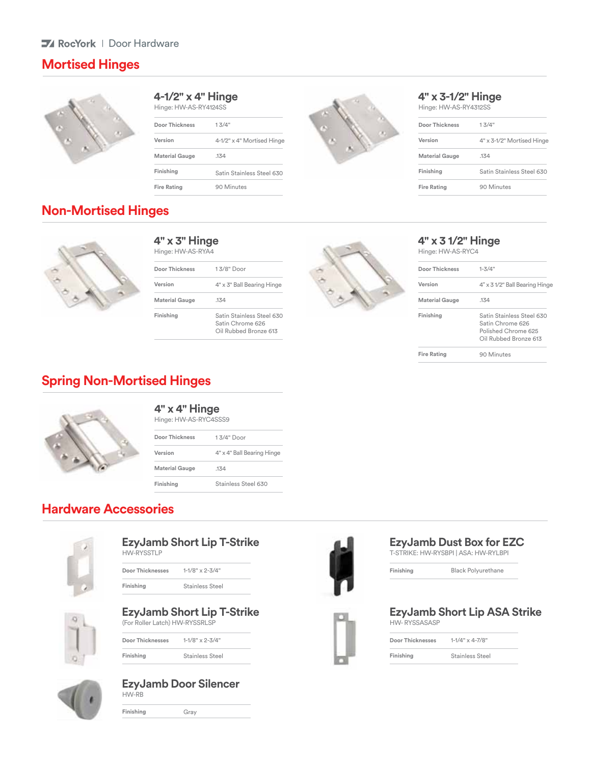RocYork | Door Hardware

# Mortised Hinges

### 4-1/2" x 4" Hinge

Hinge: HW-AS-RY4124SS

| | |
|---|---|
| Door Thickness | 1 3/4" |
| Version | 4-1/2" x 4" Mortised Hinge |
| Material Gauge | .134 |
| Finishing | Satin Stainless Steel 630 |
| Fire Rating | 90 Minutes |

### 4" x 3-1/2" Hinge

Hinge: HW-AS-RY4312SS

| | |
|---|---|
| Door Thickness | 1 3/4" |
| Version | 4" x 3-1/2" Mortised Hinge |
| Material Gauge | .134 |
| Finishing | Satin Stainless Steel 630 |
| Fire Rating | 90 Minutes |

# Non-Mortised Hinges

### 4" x 3" Hinge

Hinge: HW-AS-RYA4

| | |
|---|---|
| Door Thickness | 1 3/8" Door |
| Version | 4" x 3" Ball Bearing Hinge |
| Material Gauge | .134 |
| Finishing | Satin Stainless Steel 630<br>Satin Chrome 626<br>Oil Rubbed Bronze 613 |

### 4" x 3 1/2" Hinge

Hinge: HW-AS-RYC4

| | |
|---|---|
| Door Thickness | 1-3/4" |
| Version | 4" x 3 1/2" Ball Bearing Hinge |
| Material Gauge | .134 |
| Finishing | Satin Stainless Steel 630<br>Satin Chrome 626<br>Polished Chrome 625<br>Oil Rubbed Bronze 613 |
| Fire Rating | 90 Minutes |

# Spring Non-Mortised Hinges

### 4" x 4" Hinge

Hinge: HW-AS-RYC4SSS9

| | |
|---|---|
| Door Thickness | 1 3/4" Door |
| Version | 4" x 4" Ball Bearing Hinge |
| Material Gauge | .134 |
| Finishing | Stainless Steel 630 |

# Hardware Accessories

### EzyJamb Short Lip T-Strike

HW-RYSSTLP

| | |
|---|---|
| Door Thicknesses | 1-1/8" x 2-3/4" |
| Finishing | Stainless Steel |

### EzyJamb Short Lip T-Strike

(For Roller Latch) HW-RYSSRLSP

| | |
|---|---|
| Door Thicknesses | 1-1/8" x 2-3/4" |
| Finishing | Stainless Steel |

### EzyJamb Door Silencer

HW-RB

| | |
|---|---|
| Finishing | Gray |

### EzyJamb Dust Box for EZC

T-STRIKE: HW-RYSBPI | ASA: HW-RYLBPI

| | |
|---|---|
| Finishing | Black Polyurethane |

### EzyJamb Short Lip ASA Strike

HW- RYSSASASP

| | |
|---|---|
| Door Thicknesses | 1-1/4" x 4-7/8" |
| Finishing | Stainless Steel |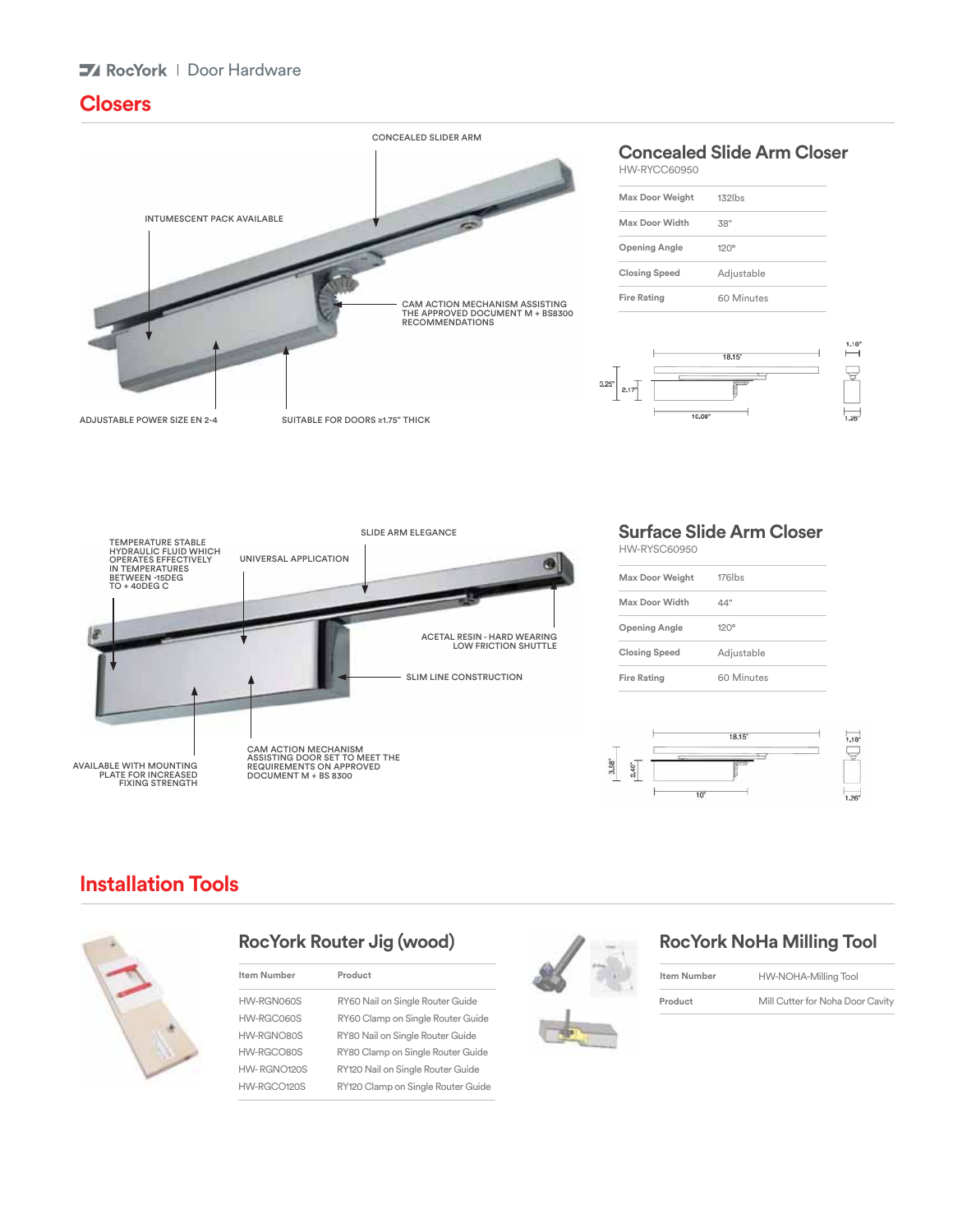RocYork | Door Hardware

# Closers

CONCEALED SLIDER ARM

INTUMESCENT PACK AVAILABLE

CAM ACTION MECHANISM ASSISTING THE APPROVED DOCUMENT M + BS8300 RECOMMENDATIONS

ADJUSTABLE POWER SIZE EN 2-4

SUITABLE FOR DOORS ≥1.75" THICK

## Concealed Slide Arm Closer

HW-RYCC60950

| | |
|---|---|
| Max Door Weight | 132lbs |
| Max Door Width | 38" |
| Opening Angle | 120° |
| Closing Speed | Adjustable |
| Fire Rating | 60 Minutes |

18.15" 3.25" 2.17" 10.06" 1.18" 1.26"

TEMPERATURE STABLE HYDRAULIC FLUID WHICH OPERATES EFFECTIVELY IN TEMPERATURES BETWEEN -15DEG TO + 40DEG C

UNIVERSAL APPLICATION

SLIDE ARM ELEGANCE

ACETAL RESIN - HARD WEARING LOW FRICTION SHUTTLE

SLIM LINE CONSTRUCTION

AVAILABLE WITH MOUNTING PLATE FOR INCREASED FIXING STRENGTH

CAM ACTION MECHANISM ASSISTING DOOR SET TO MEET THE REQUIREMENTS ON APPROVED DOCUMENT M + BS 8300

## Surface Slide Arm Closer

HW-RYSC60950

| | |
|---|---|
| Max Door Weight | 176lbs |
| Max Door Width | 44" |
| Opening Angle | 120° |
| Closing Speed | Adjustable |
| Fire Rating | 60 Minutes |

18.15" 3.58" 2.46" 10" 1.18" 1.26"

# Installation Tools

## RocYork Router Jig (wood)

| Item Number | Product |
|---|---|
| HW-RGN060S | RY60 Nail on Single Router Guide |
| HW-RGC060S | RY60 Clamp on Single Router Guide |
| HW-RGNO80S | RY80 Nail on Single Router Guide |
| HW-RGCO80S | RY80 Clamp on Single Router Guide |
| HW- RGNO120S | RY120 Nail on Single Router Guide |
| HW-RGCO120S | RY120 Clamp on Single Router Guide |

## RocYork NoHa Milling Tool

| | |
|---|---|
| Item Number | HW-NOHA-Milling Tool |
| Product | Mill Cutter for Noha Door Cavity |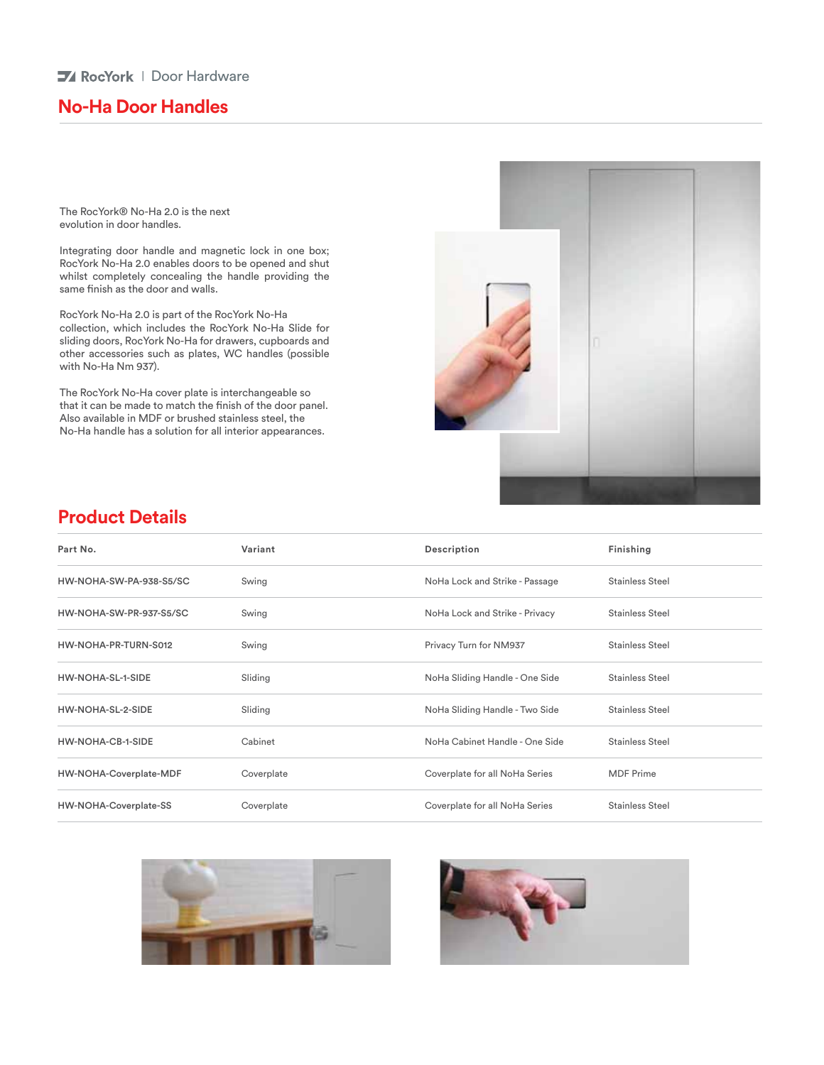RocYork | Door Hardware

# No-Ha Door Handles

The RocYork® No-Ha 2.0 is the next evolution in door handles.

Integrating door handle and magnetic lock in one box; RocYork No-Ha 2.0 enables doors to be opened and shut whilst completely concealing the handle providing the same finish as the door and walls.

RocYork No-Ha 2.0 is part of the RocYork No-Ha collection, which includes the RocYork No-Ha Slide for sliding doors, RocYork No-Ha for drawers, cupboards and other accessories such as plates, WC handles (possible with No-Ha Nm 937).

The RocYork No-Ha cover plate is interchangeable so that it can be made to match the finish of the door panel. Also available in MDF or brushed stainless steel, the No-Ha handle has a solution for all interior appearances.

## Product Details

| Part No. | Variant | Description | Finishing |
|---|---|---|---|
| HW-NOHA-SW-PA-938-S5/SC | Swing | NoHa Lock and Strike - Passage | Stainless Steel |
| HW-NOHA-SW-PR-937-S5/SC | Swing | NoHa Lock and Strike - Privacy | Stainless Steel |
| HW-NOHA-PR-TURN-S012 | Swing | Privacy Turn for NM937 | Stainless Steel |
| HW-NOHA-SL-1-SIDE | Sliding | NoHa Sliding Handle - One Side | Stainless Steel |
| HW-NOHA-SL-2-SIDE | Sliding | NoHa Sliding Handle - Two Side | Stainless Steel |
| HW-NOHA-CB-1-SIDE | Cabinet | NoHa Cabinet Handle - One Side | Stainless Steel |
| HW-NOHA-Coverplate-MDF | Coverplate | Coverplate for all NoHa Series | MDF Prime |
| HW-NOHA-Coverplate-SS | Coverplate | Coverplate for all NoHa Series | Stainless Steel |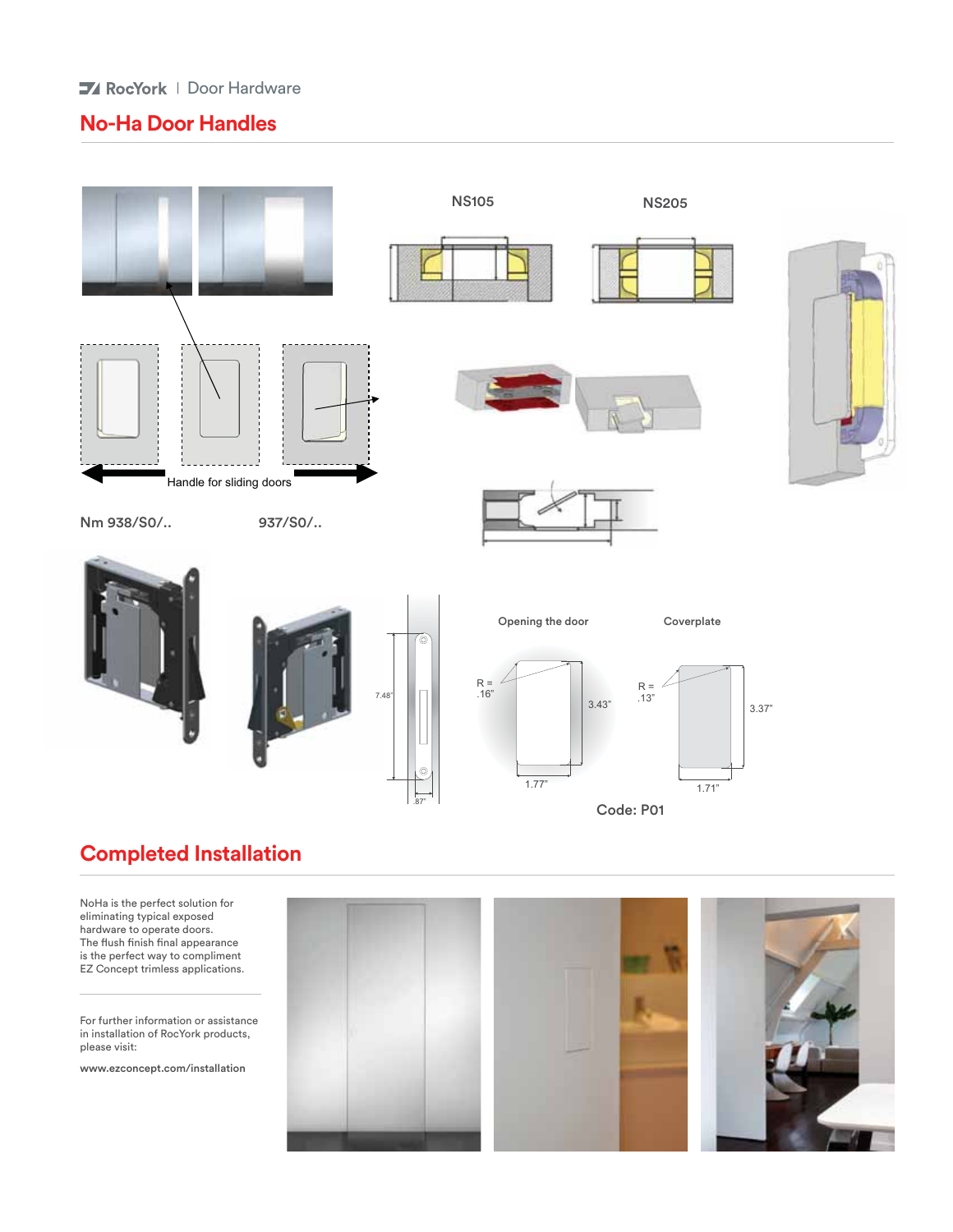RocYork | Door Hardware

## No-Ha Door Handles

NS105

NS205

Handle for sliding doors

Nm 938/S0/..

937/S0/..

7.48"

.87"

Opening the door

R = .16"

3.43"

1.77"

Coverplate

R = .13"

3.37"

1.71"

Code: P01

## Completed Installation

NoHa is the perfect solution for eliminating typical exposed hardware to operate doors. The flush finish final appearance is the perfect way to compliment EZ Concept trimless applications.

For further information or assistance in installation of RocYork products, please visit:

www.ezconcept.com/installation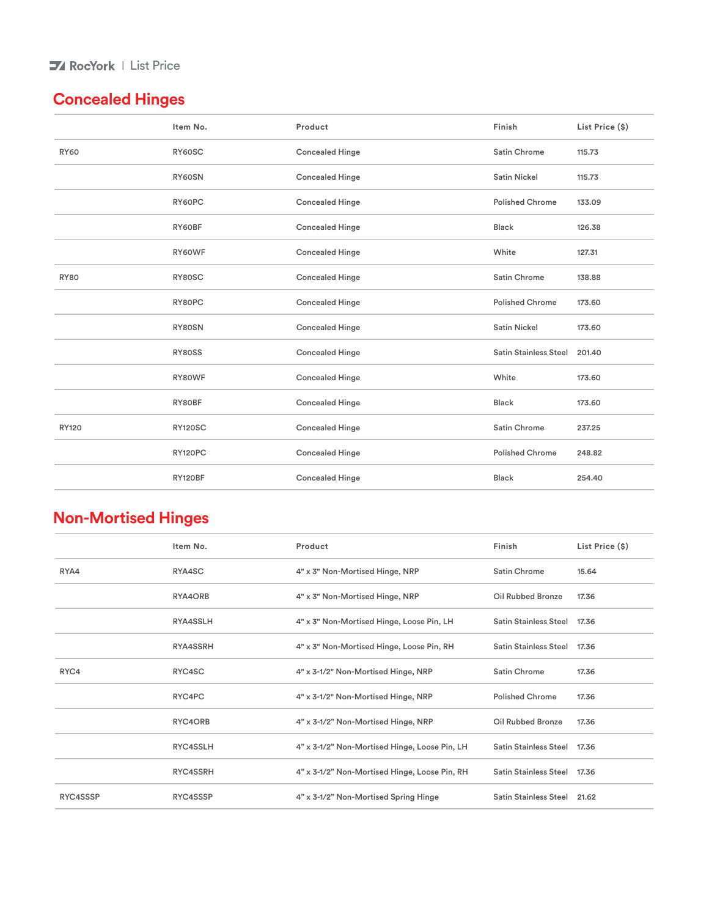RocYork | List Price

## Concealed Hinges

| | Item No. | Product | Finish | List Price ($) |
|---|---|---|---|---|
| RY60 | RY60SC | Concealed Hinge | Satin Chrome | 115.73 |
| | RY60SN | Concealed Hinge | Satin Nickel | 115.73 |
| | RY60PC | Concealed Hinge | Polished Chrome | 133.09 |
| | RY60BF | Concealed Hinge | Black | 126.38 |
| | RY60WF | Concealed Hinge | White | 127.31 |
| RY80 | RY80SC | Concealed Hinge | Satin Chrome | 138.88 |
| | RY80PC | Concealed Hinge | Polished Chrome | 173.60 |
| | RY80SN | Concealed Hinge | Satin Nickel | 173.60 |
| | RY80SS | Concealed Hinge | Satin Stainless Steel | 201.40 |
| | RY80WF | Concealed Hinge | White | 173.60 |
| | RY80BF | Concealed Hinge | Black | 173.60 |
| RY120 | RY120SC | Concealed Hinge | Satin Chrome | 237.25 |
| | RY120PC | Concealed Hinge | Polished Chrome | 248.82 |
| | RY120BF | Concealed Hinge | Black | 254.40 |

## Non-Mortised Hinges

| | Item No. | Product | Finish | List Price ($) |
|---|---|---|---|---|
| RYA4 | RYA4SC | 4" x 3" Non-Mortised Hinge, NRP | Satin Chrome | 15.64 |
| | RYA4ORB | 4" x 3" Non-Mortised Hinge, NRP | Oil Rubbed Bronze | 17.36 |
| | RYA4SSLH | 4" x 3" Non-Mortised Hinge, Loose Pin, LH | Satin Stainless Steel | 17.36 |
| | RYA4SSRH | 4" x 3" Non-Mortised Hinge, Loose Pin, RH | Satin Stainless Steel | 17.36 |
| RYC4 | RYC4SC | 4" x 3-1/2" Non-Mortised Hinge, NRP | Satin Chrome | 17.36 |
| | RYC4PC | 4" x 3-1/2" Non-Mortised Hinge, NRP | Polished Chrome | 17.36 |
| | RYC4ORB | 4” x 3-1/2” Non-Mortised Hinge, NRP | Oil Rubbed Bronze | 17.36 |
| | RYC4SSLH | 4” x 3-1/2” Non-Mortised Hinge, Loose Pin, LH | Satin Stainless Steel | 17.36 |
| | RYC4SSRH | 4” x 3-1/2” Non-Mortised Hinge, Loose Pin, RH | Satin Stainless Steel | 17.36 |
| RYC4SSSP | RYC4SSSP | 4” x 3-1/2” Non-Mortised Spring Hinge | Satin Stainless Steel | 21.62 |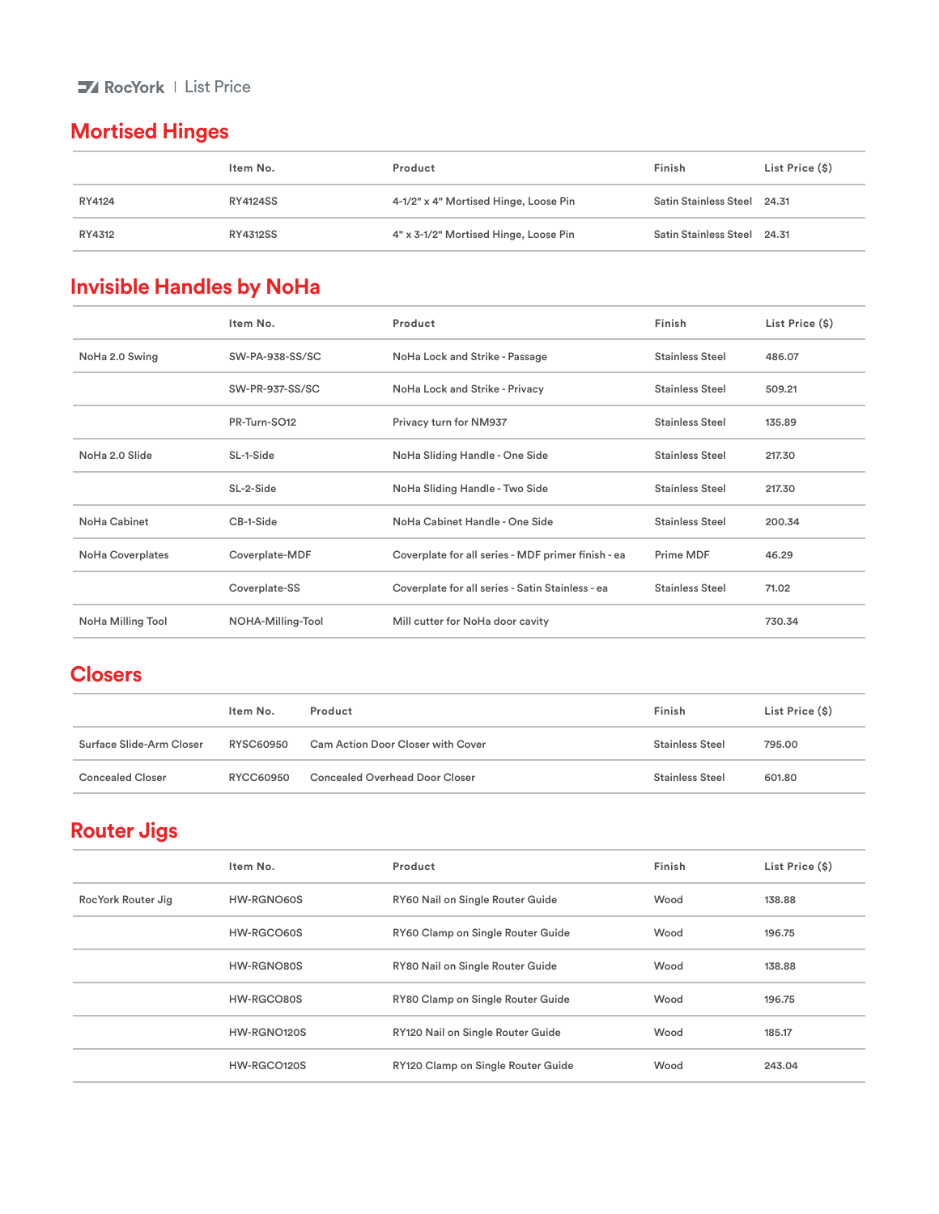RocYork | List Price

## Mortised Hinges

| | Item No. | Product | Finish | List Price ($) |
|---|---|---|---|---|
| RY4124 | RY4124SS | 4-1/2" x 4" Mortised Hinge, Loose Pin | Satin Stainless Steel | 24.31 |
| RY4312 | RY4312SS | 4" x 3-1/2" Mortised Hinge, Loose Pin | Satin Stainless Steel | 24.31 |

## Invisible Handles by NoHa

| | Item No. | Product | Finish | List Price ($) |
|---|---|---|---|---|
| NoHa 2.0 Swing | SW-PA-938-SS/SC | NoHa Lock and Strike - Passage | Stainless Steel | 486.07 |
| | SW-PR-937-SS/SC | NoHa Lock and Strike - Privacy | Stainless Steel | 509.21 |
| | PR-Turn-SO12 | Privacy turn for NM937 | Stainless Steel | 135.89 |
| NoHa 2.0 Slide | SL-1-Side | NoHa Sliding Handle - One Side | Stainless Steel | 217.30 |
| | SL-2-Side | NoHa Sliding Handle - Two Side | Stainless Steel | 217.30 |
| NoHa Cabinet | CB-1-Side | NoHa Cabinet Handle - One Side | Stainless Steel | 200.34 |
| NoHa Coverplates | Coverplate-MDF | Coverplate for all series - MDF primer finish - ea | Prime MDF | 46.29 |
| | Coverplate-SS | Coverplate for all series - Satin Stainless - ea | Stainless Steel | 71.02 |
| NoHa Milling Tool | NOHA-Milling-Tool | Mill cutter for NoHa door cavity | | 730.34 |

## Closers

| | Item No. | Product | Finish | List Price ($) |
|---|---|---|---|---|
| Surface Slide-Arm Closer | RYSC60950 | Cam Action Door Closer with Cover | Stainless Steel | 795.00 |
| Concealed Closer | RYCC60950 | Concealed Overhead Door Closer | Stainless Steel | 601.80 |

## Router Jigs

| | Item No. | Product | Finish | List Price ($) |
|---|---|---|---|---|
| RocYork Router Jig | HW-RGNO60S | RY60 Nail on Single Router Guide | Wood | 138.88 |
| | HW-RGCO60S | RY60 Clamp on Single Router Guide | Wood | 196.75 |
| | HW-RGNO80S | RY80 Nail on Single Router Guide | Wood | 138.88 |
| | HW-RGCO80S | RY80 Clamp on Single Router Guide | Wood | 196.75 |
| | HW-RGNO120S | RY120 Nail on Single Router Guide | Wood | 185.17 |
| | HW-RGCO120S | RY120 Clamp on Single Router Guide | Wood | 243.04 |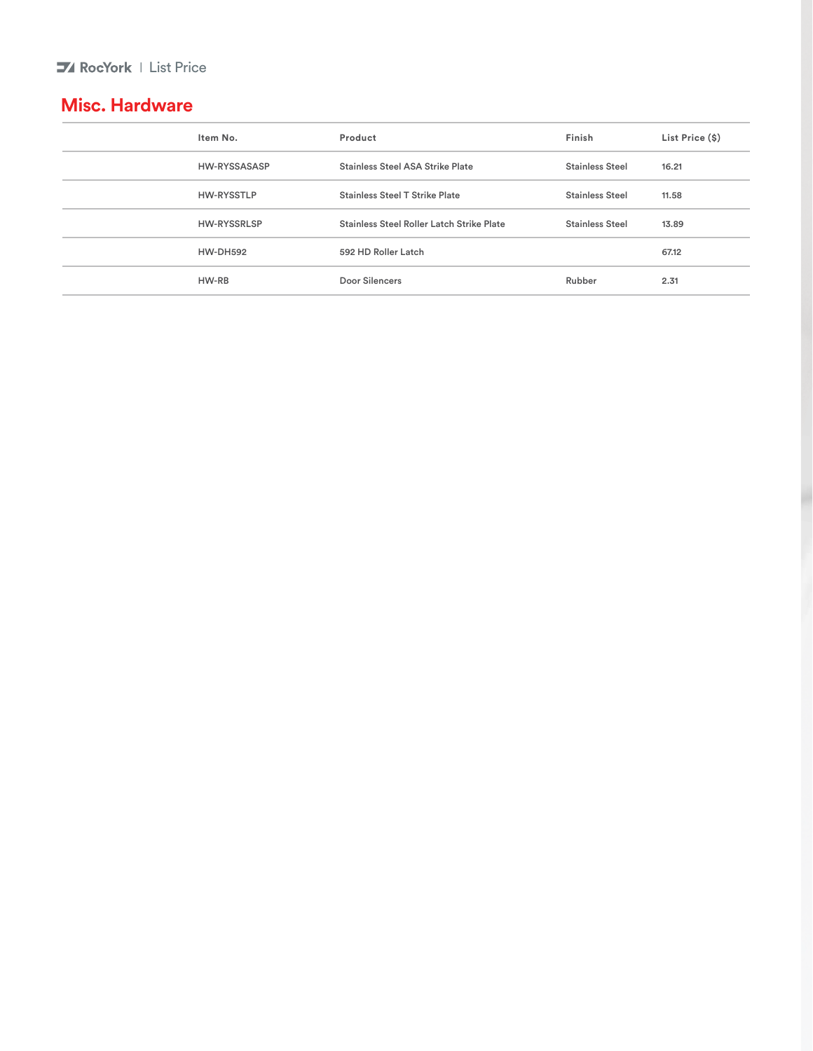## Misc. Hardware

| Item No. | Product | Finish | List Price ($) |
|---|---|---|---|
| HW-RYSSASASP | Stainless Steel ASA Strike Plate | Stainless Steel | 16.21 |
| HW-RYSSTLP | Stainless Steel T Strike Plate | Stainless Steel | 11.58 |
| HW-RYSSRLSP | Stainless Steel Roller Latch Strike Plate | Stainless Steel | 13.89 |
| HW-DH592 | 592 HD Roller Latch | | 67.12 |
| HW-RB | Door Silencers | Rubber | 2.31 |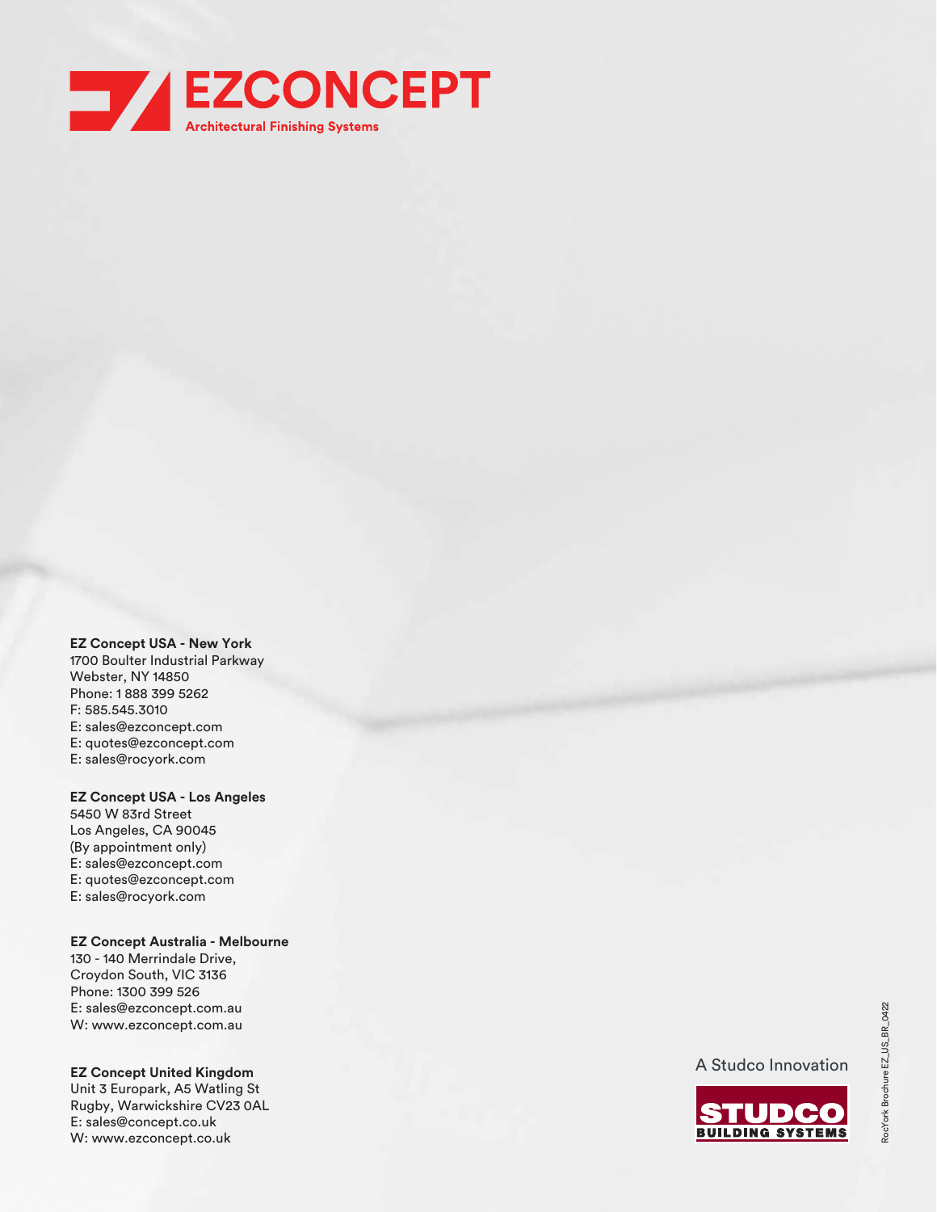# EZCONCEPT

Architectural Finishing Systems

**EZ Concept USA - New York**
1700 Boulter Industrial Parkway
Webster, NY 14850
Phone: 1 888 399 5262
F: 585.545.3010
E: sales@ezconcept.com
E: quotes@ezconcept.com
E: sales@rocyork.com

**EZ Concept USA - Los Angeles**
5450 W 83rd Street
Los Angeles, CA 90045
(By appointment only)
E: sales@ezconcept.com
E: quotes@ezconcept.com
E: sales@rocyork.com

**EZ Concept Australia - Melbourne**
130 - 140 Merrindale Drive,
Croydon South, VIC 3136
Phone: 1300 399 526
E: sales@ezconcept.com.au
W: www.ezconcept.com.au

**EZ Concept United Kingdom**
Unit 3 Europark, A5 Watling St
Rugby, Warwickshire CV23 0AL
E: sales@concept.co.uk
W: www.ezconcept.co.uk

A Studco Innovation

STUDCO BUILDING SYSTEMS

RocYork Brochure EZ_US_BR_0422